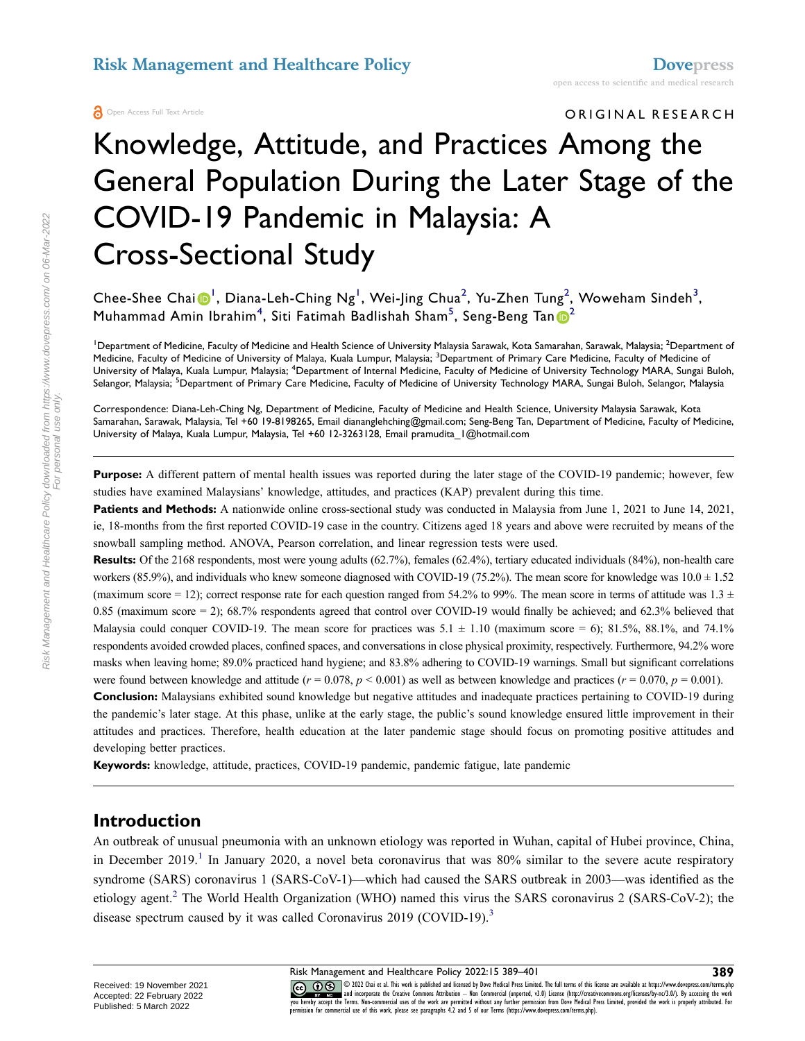ORIGINAL RESEARCH

# Knowledge, Attitude, and Practices Among the General Population During the Later Stage of the COVID-19 Pandemic in Malaysia: A Cross-Sectional Study

Chee-Shee Chai[1], Diana-Leh-Ching Ng[1], Wei-Jing Chua[2], Yu-Zhen Tung[2], Woweham Sindeh[3], Muhammad Amin Ibrahim[4], Siti Fatimah Badlishah Sham[5], Seng-Beng Tan[2]

[1]Department of Medicine, Faculty of Medicine and Health Science of University Malaysia Sarawak, Kota Samarahan, Sarawak, Malaysia; [2]Department of Medicine, Faculty of Medicine of University of Malaya, Kuala Lumpur, Malaysia; [3]Department of Primary Care Medicine, Faculty of Medicine of University of Malaya, Kuala Lumpur, Malaysia; [4]Department of Internal Medicine, Faculty of Medicine of University Technology MARA, Sungai Buloh, Selangor, Malaysia; [5]Department of Primary Care Medicine, Faculty of Medicine of University Technology MARA, Sungai Buloh, Selangor, Malaysia

Correspondence: Diana-Leh-Ching Ng, Department of Medicine, Faculty of Medicine and Health Science, University Malaysia Sarawak, Kota Samarahan, Sarawak, Malaysia, Tel +60 19-8198265, Email diananglehching@gmail.com; Seng-Beng Tan, Department of Medicine, Faculty of Medicine, University of Malaya, Kuala Lumpur, Malaysia, Tel +60 12-3263128, Email pramudita_1@hotmail.com

**Purpose:** A different pattern of mental health issues was reported during the later stage of the COVID-19 pandemic; however, few studies have examined Malaysians' knowledge, attitudes, and practices (KAP) prevalent during this time.

**Patients and Methods:** A nationwide online cross-sectional study was conducted in Malaysia from June 1, 2021 to June 14, 2021, ie, 18-months from the first reported COVID-19 case in the country. Citizens aged 18 years and above were recruited by means of the snowball sampling method. ANOVA, Pearson correlation, and linear regression tests were used.

**Results:** Of the 2168 respondents, most were young adults (62.7%), females (62.4%), tertiary educated individuals (84%), non-health care workers (85.9%), and individuals who knew someone diagnosed with COVID-19 (75.2%). The mean score for knowledge was 10.0 ± 1.52 (maximum score = 12); correct response rate for each question ranged from 54.2% to 99%. The mean score in terms of attitude was 1.3 ± 0.85 (maximum score = 2); 68.7% respondents agreed that control over COVID-19 would finally be achieved; and 62.3% believed that Malaysia could conquer COVID-19. The mean score for practices was 5.1 ± 1.10 (maximum score = 6); 81.5%, 88.1%, and 74.1% respondents avoided crowded places, confined spaces, and conversations in close physical proximity, respectively. Furthermore, 94.2% wore masks when leaving home; 89.0% practiced hand hygiene; and 83.8% adhering to COVID-19 warnings. Small but significant correlations were found between knowledge and attitude ($r = 0.078$, $p < 0.001$) as well as between knowledge and practices ($r = 0.070$, $p = 0.001$).

**Conclusion:** Malaysians exhibited sound knowledge but negative attitudes and inadequate practices pertaining to COVID-19 during the pandemic's later stage. At this phase, unlike at the early stage, the public's sound knowledge ensured little improvement in their attitudes and practices. Therefore, health education at the later pandemic stage should focus on promoting positive attitudes and developing better practices.

**Keywords:** knowledge, attitude, practices, COVID-19 pandemic, pandemic fatigue, late pandemic

## Introduction

An outbreak of unusual pneumonia with an unknown etiology was reported in Wuhan, capital of Hubei province, China, in December 2019.[1] In January 2020, a novel beta coronavirus that was 80% similar to the severe acute respiratory syndrome (SARS) coronavirus 1 (SARS-CoV-1)—which had caused the SARS outbreak in 2003—was identified as the etiology agent.[2] The World Health Organization (WHO) named this virus the SARS coronavirus 2 (SARS-CoV-2); the disease spectrum caused by it was called Coronavirus 2019 (COVID-19).[3]

Received: 19 November 2021
Accepted: 22 February 2022
Published: 5 March 2022

© 2022 Chai et al. This work is published and licensed by Dove Medical Press Limited. The full terms of this license are available at https://www.dovepress.com/terms.php and incorporate the Creative Commons Attribution – Non Commercial (unported, v3.0) License (http://creativecommons.org/licenses/by-nc/3.0/). By accessing the work you hereby accept the Terms. Non-commercial uses of the work are permitted without any further permission from Dove Medical Press Limited, provided the work is properly attributed. For permission for commercial use of this work, please see paragraphs 4.2 and 5 of our Terms (https://www.dovepress.com/terms.php).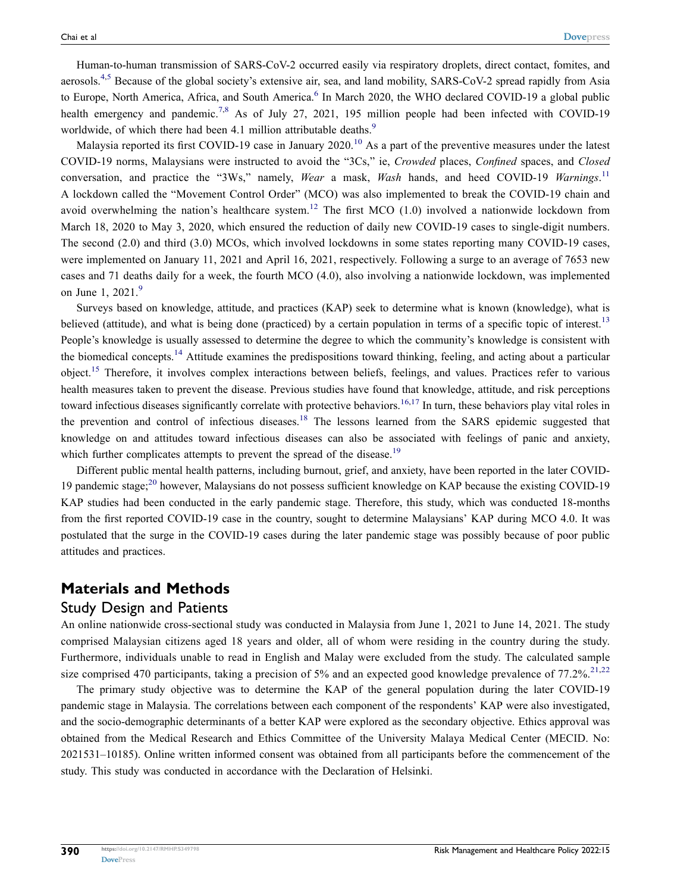Human-to-human transmission of SARS-CoV-2 occurred easily via respiratory droplets, direct contact, fomites, and aerosols.[4,5] Because of the global society's extensive air, sea, and land mobility, SARS-CoV-2 spread rapidly from Asia to Europe, North America, Africa, and South America.[6] In March 2020, the WHO declared COVID-19 a global public health emergency and pandemic.[7,8] As of July 27, 2021, 195 million people had been infected with COVID-19 worldwide, of which there had been 4.1 million attributable deaths.[9]

Malaysia reported its first COVID-19 case in January 2020.[10] As a part of the preventive measures under the latest COVID-19 norms, Malaysians were instructed to avoid the "3Cs," ie, *Crowded* places, *Confined* spaces, and *Closed* conversation, and practice the "3Ws," namely, *Wear* a mask, *Wash* hands, and heed COVID-19 *Warnings*.[11] A lockdown called the "Movement Control Order" (MCO) was also implemented to break the COVID-19 chain and avoid overwhelming the nation's healthcare system.[12] The first MCO (1.0) involved a nationwide lockdown from March 18, 2020 to May 3, 2020, which ensured the reduction of daily new COVID-19 cases to single-digit numbers. The second (2.0) and third (3.0) MCOs, which involved lockdowns in some states reporting many COVID-19 cases, were implemented on January 11, 2021 and April 16, 2021, respectively. Following a surge to an average of 7653 new cases and 71 deaths daily for a week, the fourth MCO (4.0), also involving a nationwide lockdown, was implemented on June 1, 2021.[9]

Surveys based on knowledge, attitude, and practices (KAP) seek to determine what is known (knowledge), what is believed (attitude), and what is being done (practiced) by a certain population in terms of a specific topic of interest.[13] People's knowledge is usually assessed to determine the degree to which the community's knowledge is consistent with the biomedical concepts.[14] Attitude examines the predispositions toward thinking, feeling, and acting about a particular object.[15] Therefore, it involves complex interactions between beliefs, feelings, and values. Practices refer to various health measures taken to prevent the disease. Previous studies have found that knowledge, attitude, and risk perceptions toward infectious diseases significantly correlate with protective behaviors.[16,17] In turn, these behaviors play vital roles in the prevention and control of infectious diseases.[18] The lessons learned from the SARS epidemic suggested that knowledge on and attitudes toward infectious diseases can also be associated with feelings of panic and anxiety, which further complicates attempts to prevent the spread of the disease.[19]

Different public mental health patterns, including burnout, grief, and anxiety, have been reported in the later COVID-19 pandemic stage;[20] however, Malaysians do not possess sufficient knowledge on KAP because the existing COVID-19 KAP studies had been conducted in the early pandemic stage. Therefore, this study, which was conducted 18-months from the first reported COVID-19 case in the country, sought to determine Malaysians' KAP during MCO 4.0. It was postulated that the surge in the COVID-19 cases during the later pandemic stage was possibly because of poor public attitudes and practices.

# Materials and Methods

## Study Design and Patients

An online nationwide cross-sectional study was conducted in Malaysia from June 1, 2021 to June 14, 2021. The study comprised Malaysian citizens aged 18 years and older, all of whom were residing in the country during the study. Furthermore, individuals unable to read in English and Malay were excluded from the study. The calculated sample size comprised 470 participants, taking a precision of 5% and an expected good knowledge prevalence of 77.2%.[21,22]

The primary study objective was to determine the KAP of the general population during the later COVID-19 pandemic stage in Malaysia. The correlations between each component of the respondents' KAP were also investigated, and the socio-demographic determinants of a better KAP were explored as the secondary objective. Ethics approval was obtained from the Medical Research and Ethics Committee of the University Malaya Medical Center (MECID. No: 2021531–10185). Online written informed consent was obtained from all participants before the commencement of the study. This study was conducted in accordance with the Declaration of Helsinki.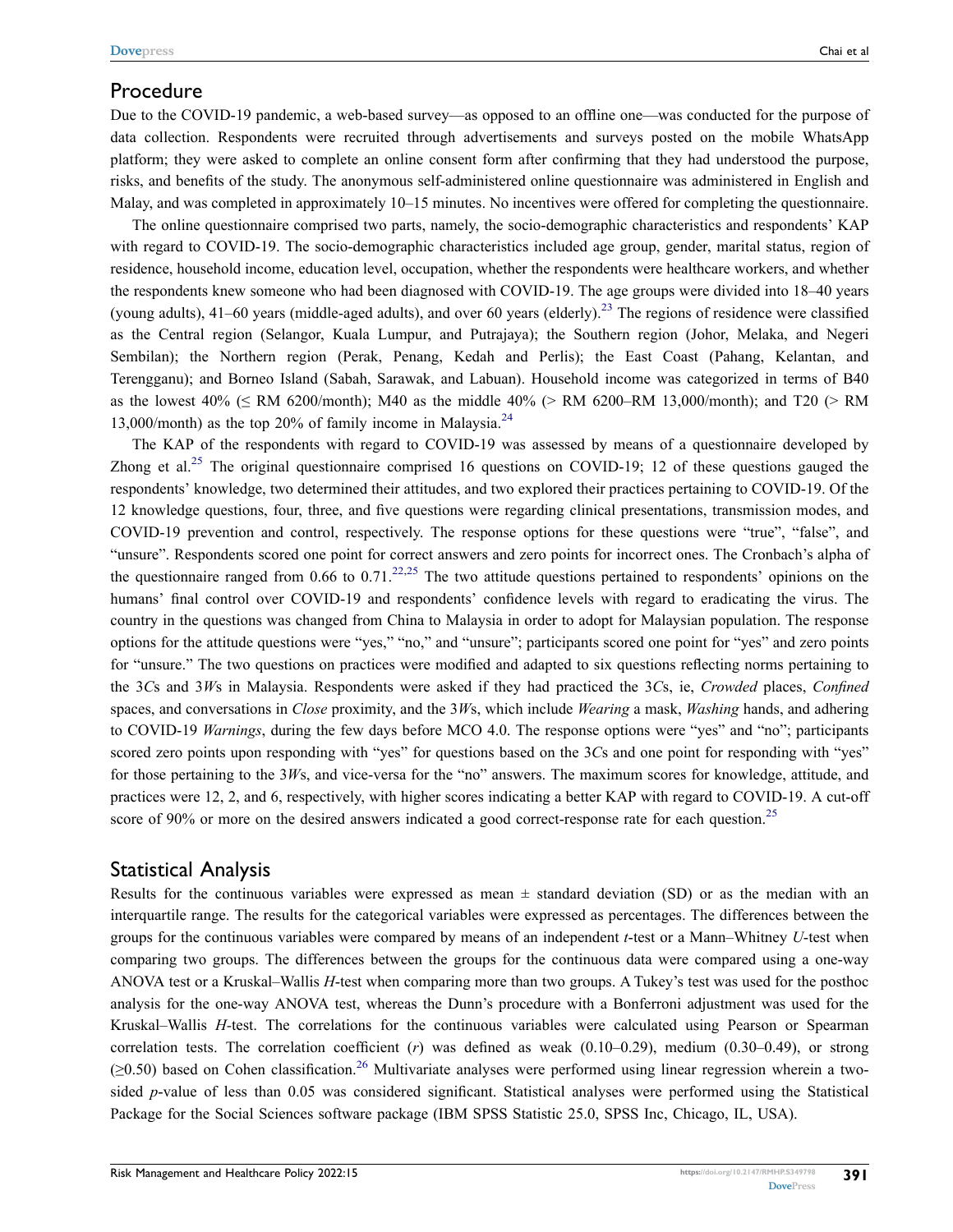## Procedure

Due to the COVID-19 pandemic, a web-based survey—as opposed to an offline one—was conducted for the purpose of data collection. Respondents were recruited through advertisements and surveys posted on the mobile WhatsApp platform; they were asked to complete an online consent form after confirming that they had understood the purpose, risks, and benefits of the study. The anonymous self-administered online questionnaire was administered in English and Malay, and was completed in approximately 10–15 minutes. No incentives were offered for completing the questionnaire.

The online questionnaire comprised two parts, namely, the socio-demographic characteristics and respondents' KAP with regard to COVID-19. The socio-demographic characteristics included age group, gender, marital status, region of residence, household income, education level, occupation, whether the respondents were healthcare workers, and whether the respondents knew someone who had been diagnosed with COVID-19. The age groups were divided into 18–40 years (young adults), 41–60 years (middle-aged adults), and over 60 years (elderly).[23] The regions of residence were classified as the Central region (Selangor, Kuala Lumpur, and Putrajaya); the Southern region (Johor, Melaka, and Negeri Sembilan); the Northern region (Perak, Penang, Kedah and Perlis); the East Coast (Pahang, Kelantan, and Terengganu); and Borneo Island (Sabah, Sarawak, and Labuan). Household income was categorized in terms of B40 as the lowest 40% (≤ RM 6200/month); M40 as the middle 40% (> RM 6200–RM 13,000/month); and T20 (> RM 13,000/month) as the top 20% of family income in Malaysia.[24]

The KAP of the respondents with regard to COVID-19 was assessed by means of a questionnaire developed by Zhong et al.[25] The original questionnaire comprised 16 questions on COVID-19; 12 of these questions gauged the respondents' knowledge, two determined their attitudes, and two explored their practices pertaining to COVID-19. Of the 12 knowledge questions, four, three, and five questions were regarding clinical presentations, transmission modes, and COVID-19 prevention and control, respectively. The response options for these questions were "true", "false", and "unsure". Respondents scored one point for correct answers and zero points for incorrect ones. The Cronbach's alpha of the questionnaire ranged from 0.66 to 0.71.[22,25] The two attitude questions pertained to respondents' opinions on the humans' final control over COVID-19 and respondents' confidence levels with regard to eradicating the virus. The country in the questions was changed from China to Malaysia in order to adopt for Malaysian population. The response options for the attitude questions were "yes," "no," and "unsure"; participants scored one point for "yes" and zero points for "unsure." The two questions on practices were modified and adapted to six questions reflecting norms pertaining to the 3*C*s and 3*W*s in Malaysia. Respondents were asked if they had practiced the 3*C*s, ie, *Crowded* places, *Confined* spaces, and conversations in *Close* proximity, and the 3*W*s, which include *Wearing* a mask, *Washing* hands, and adhering to COVID-19 *Warnings*, during the few days before MCO 4.0. The response options were "yes" and "no"; participants scored zero points upon responding with "yes" for questions based on the 3*C*s and one point for responding with "yes" for those pertaining to the 3*W*s, and vice-versa for the "no" answers. The maximum scores for knowledge, attitude, and practices were 12, 2, and 6, respectively, with higher scores indicating a better KAP with regard to COVID-19. A cut-off score of 90% or more on the desired answers indicated a good correct-response rate for each question.[25]

## Statistical Analysis

Results for the continuous variables were expressed as mean ± standard deviation (SD) or as the median with an interquartile range. The results for the categorical variables were expressed as percentages. The differences between the groups for the continuous variables were compared by means of an independent *t*-test or a Mann–Whitney *U*-test when comparing two groups. The differences between the groups for the continuous data were compared using a one-way ANOVA test or a Kruskal–Wallis *H*-test when comparing more than two groups. A Tukey's test was used for the posthoc analysis for the one-way ANOVA test, whereas the Dunn's procedure with a Bonferroni adjustment was used for the Kruskal–Wallis *H*-test. The correlations for the continuous variables were calculated using Pearson or Spearman correlation tests. The correlation coefficient ($r$) was defined as weak (0.10–0.29), medium (0.30–0.49), or strong (≥0.50) based on Cohen classification.[26] Multivariate analyses were performed using linear regression wherein a two-sided $p$-value of less than 0.05 was considered significant. Statistical analyses were performed using the Statistical Package for the Social Sciences software package (IBM SPSS Statistic 25.0, SPSS Inc, Chicago, IL, USA).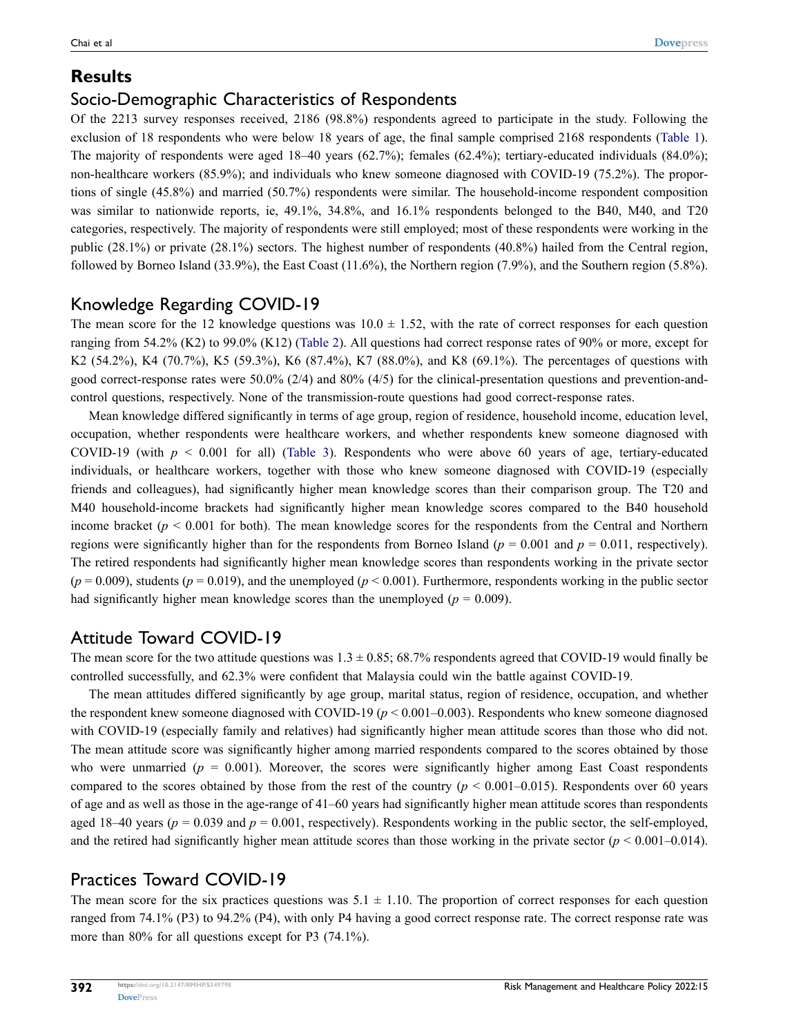## Results

### Socio-Demographic Characteristics of Respondents

Of the 2213 survey responses received, 2186 (98.8%) respondents agreed to participate in the study. Following the exclusion of 18 respondents who were below 18 years of age, the final sample comprised 2168 respondents (Table 1). The majority of respondents were aged 18–40 years (62.7%); females (62.4%); tertiary-educated individuals (84.0%); non-healthcare workers (85.9%); and individuals who knew someone diagnosed with COVID-19 (75.2%). The proportions of single (45.8%) and married (50.7%) respondents were similar. The household-income respondent composition was similar to nationwide reports, ie, 49.1%, 34.8%, and 16.1% respondents belonged to the B40, M40, and T20 categories, respectively. The majority of respondents were still employed; most of these respondents were working in the public (28.1%) or private (28.1%) sectors. The highest number of respondents (40.8%) hailed from the Central region, followed by Borneo Island (33.9%), the East Coast (11.6%), the Northern region (7.9%), and the Southern region (5.8%).

### Knowledge Regarding COVID-19

The mean score for the 12 knowledge questions was $10.0 \pm 1.52$, with the rate of correct responses for each question ranging from 54.2% (K2) to 99.0% (K12) (Table 2). All questions had correct response rates of 90% or more, except for K2 (54.2%), K4 (70.7%), K5 (59.3%), K6 (87.4%), K7 (88.0%), and K8 (69.1%). The percentages of questions with good correct-response rates were 50.0% (2/4) and 80% (4/5) for the clinical-presentation questions and prevention-and-control questions, respectively. None of the transmission-route questions had good correct-response rates.

Mean knowledge differed significantly in terms of age group, region of residence, household income, education level, occupation, whether respondents were healthcare workers, and whether respondents knew someone diagnosed with COVID-19 (with $p < 0.001$ for all) (Table 3). Respondents who were above 60 years of age, tertiary-educated individuals, or healthcare workers, together with those who knew someone diagnosed with COVID-19 (especially friends and colleagues), had significantly higher mean knowledge scores than their comparison group. The T20 and M40 household-income brackets had significantly higher mean knowledge scores compared to the B40 household income bracket ($p < 0.001$ for both). The mean knowledge scores for the respondents from the Central and Northern regions were significantly higher than for the respondents from Borneo Island ($p = 0.001$ and $p = 0.011$, respectively). The retired respondents had significantly higher mean knowledge scores than respondents working in the private sector ($p = 0.009$), students ($p = 0.019$), and the unemployed ($p < 0.001$). Furthermore, respondents working in the public sector had significantly higher mean knowledge scores than the unemployed ($p = 0.009$).

### Attitude Toward COVID-19

The mean score for the two attitude questions was $1.3 \pm 0.85$; 68.7% respondents agreed that COVID-19 would finally be controlled successfully, and 62.3% were confident that Malaysia could win the battle against COVID-19.

The mean attitudes differed significantly by age group, marital status, region of residence, occupation, and whether the respondent knew someone diagnosed with COVID-19 ($p < 0.001$–$0.003$). Respondents who knew someone diagnosed with COVID-19 (especially family and relatives) had significantly higher mean attitude scores than those who did not. The mean attitude score was significantly higher among married respondents compared to the scores obtained by those who were unmarried ($p = 0.001$). Moreover, the scores were significantly higher among East Coast respondents compared to the scores obtained by those from the rest of the country ($p < 0.001$–$0.015$). Respondents over 60 years of age and as well as those in the age-range of 41–60 years had significantly higher mean attitude scores than respondents aged 18–40 years ($p = 0.039$ and $p = 0.001$, respectively). Respondents working in the public sector, the self-employed, and the retired had significantly higher mean attitude scores than those working in the private sector ($p < 0.001$–$0.014$).

### Practices Toward COVID-19

The mean score for the six practices questions was $5.1 \pm 1.10$. The proportion of correct responses for each question ranged from 74.1% (P3) to 94.2% (P4), with only P4 having a good correct response rate. The correct response rate was more than 80% for all questions except for P3 (74.1%).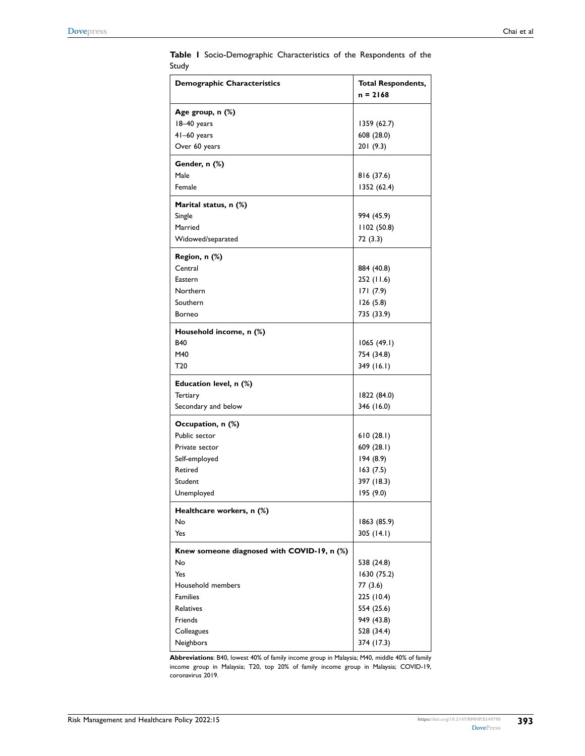**Table 1** Socio-Demographic Characteristics of the Respondents of the Study

| Demographic Characteristics | Total Respondents, n = 2168 |
|---|---|
| **Age group, n (%)** | |
| 18–40 years | 1359 (62.7) |
| 41–60 years | 608 (28.0) |
| Over 60 years | 201 (9.3) |
| **Gender, n (%)** | |
| Male | 816 (37.6) |
| Female | 1352 (62.4) |
| **Marital status, n (%)** | |
| Single | 994 (45.9) |
| Married | 1102 (50.8) |
| Widowed/separated | 72 (3.3) |
| **Region, n (%)** | |
| Central | 884 (40.8) |
| Eastern | 252 (11.6) |
| Northern | 171 (7.9) |
| Southern | 126 (5.8) |
| Borneo | 735 (33.9) |
| **Household income, n (%)** | |
| B40 | 1065 (49.1) |
| M40 | 754 (34.8) |
| T20 | 349 (16.1) |
| **Education level, n (%)** | |
| Tertiary | 1822 (84.0) |
| Secondary and below | 346 (16.0) |
| **Occupation, n (%)** | |
| Public sector | 610 (28.1) |
| Private sector | 609 (28.1) |
| Self-employed | 194 (8.9) |
| Retired | 163 (7.5) |
| Student | 397 (18.3) |
| Unemployed | 195 (9.0) |
| **Healthcare workers, n (%)** | |
| No | 1863 (85.9) |
| Yes | 305 (14.1) |
| **Knew someone diagnosed with COVID-19, n (%)** | |
| No | 538 (24.8) |
| Yes | 1630 (75.2) |
| Household members | 77 (3.6) |
| Families | 225 (10.4) |
| Relatives | 554 (25.6) |
| Friends | 949 (43.8) |
| Colleagues | 528 (34.4) |
| Neighbors | 374 (17.3) |

**Abbreviations**: B40, lowest 40% of family income group in Malaysia; M40, middle 40% of family income group in Malaysia; T20, top 20% of family income group in Malaysia; COVID-19, coronavirus 2019.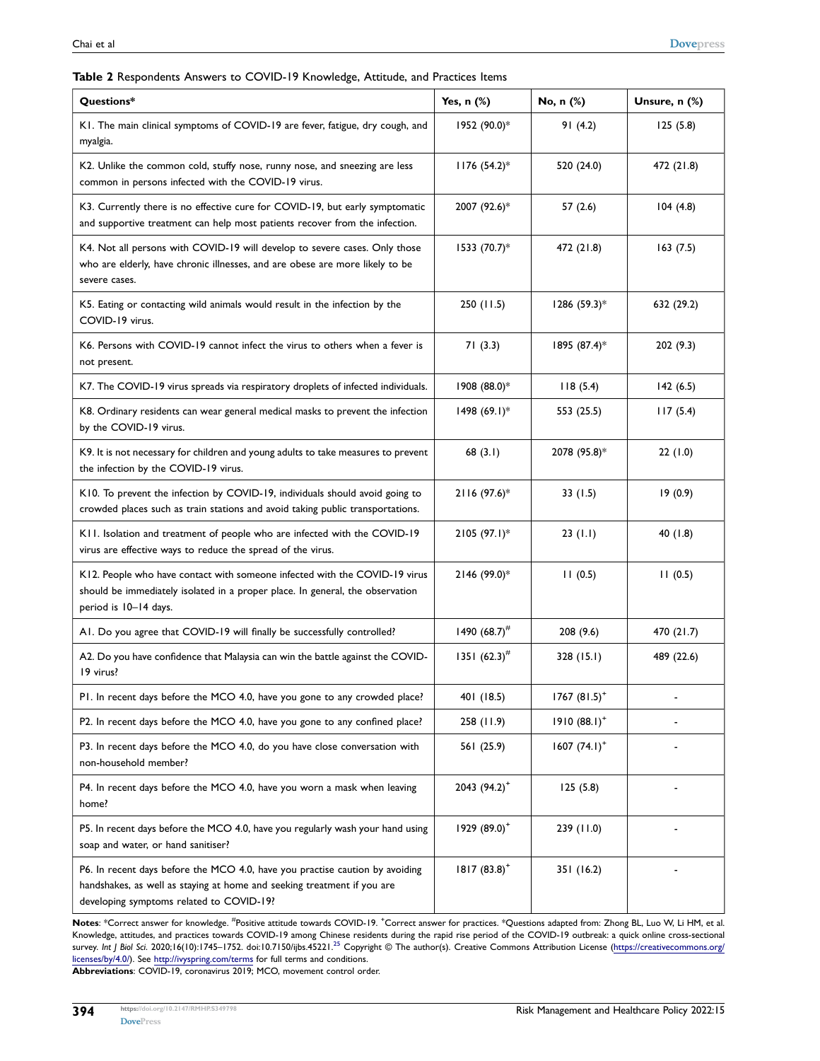**Table 2** Respondents Answers to COVID-19 Knowledge, Attitude, and Practices Items

| Questions* | Yes, n (%) | No, n (%) | Unsure, n (%) |
|---|---|---|---|
| K1. The main clinical symptoms of COVID-19 are fever, fatigue, dry cough, and myalgia. | 1952 (90.0)* | 91 (4.2) | 125 (5.8) |
| K2. Unlike the common cold, stuffy nose, runny nose, and sneezing are less common in persons infected with the COVID-19 virus. | 1176 (54.2)* | 520 (24.0) | 472 (21.8) |
| K3. Currently there is no effective cure for COVID-19, but early symptomatic and supportive treatment can help most patients recover from the infection. | 2007 (92.6)* | 57 (2.6) | 104 (4.8) |
| K4. Not all persons with COVID-19 will develop to severe cases. Only those who are elderly, have chronic illnesses, and are obese are more likely to be severe cases. | 1533 (70.7)* | 472 (21.8) | 163 (7.5) |
| K5. Eating or contacting wild animals would result in the infection by the COVID-19 virus. | 250 (11.5) | 1286 (59.3)* | 632 (29.2) |
| K6. Persons with COVID-19 cannot infect the virus to others when a fever is not present. | 71 (3.3) | 1895 (87.4)* | 202 (9.3) |
| K7. The COVID-19 virus spreads via respiratory droplets of infected individuals. | 1908 (88.0)* | 118 (5.4) | 142 (6.5) |
| K8. Ordinary residents can wear general medical masks to prevent the infection by the COVID-19 virus. | 1498 (69.1)* | 553 (25.5) | 117 (5.4) |
| K9. It is not necessary for children and young adults to take measures to prevent the infection by the COVID-19 virus. | 68 (3.1) | 2078 (95.8)* | 22 (1.0) |
| K10. To prevent the infection by COVID-19, individuals should avoid going to crowded places such as train stations and avoid taking public transportations. | 2116 (97.6)* | 33 (1.5) | 19 (0.9) |
| K11. Isolation and treatment of people who are infected with the COVID-19 virus are effective ways to reduce the spread of the virus. | 2105 (97.1)* | 23 (1.1) | 40 (1.8) |
| K12. People who have contact with someone infected with the COVID-19 virus should be immediately isolated in a proper place. In general, the observation period is 10–14 days. | 2146 (99.0)* | 11 (0.5) | 11 (0.5) |
| A1. Do you agree that COVID-19 will finally be successfully controlled? | 1490 (68.7)# | 208 (9.6) | 470 (21.7) |
| A2. Do you have confidence that Malaysia can win the battle against the COVID-19 virus? | 1351 (62.3)# | 328 (15.1) | 489 (22.6) |
| P1. In recent days before the MCO 4.0, have you gone to any crowded place? | 401 (18.5) | 1767 (81.5)+ | - |
| P2. In recent days before the MCO 4.0, have you gone to any confined place? | 258 (11.9) | 1910 (88.1)+ | - |
| P3. In recent days before the MCO 4.0, do you have close conversation with non-household member? | 561 (25.9) | 1607 (74.1)+ | - |
| P4. In recent days before the MCO 4.0, have you worn a mask when leaving home? | 2043 (94.2)+ | 125 (5.8) | - |
| P5. In recent days before the MCO 4.0, have you regularly wash your hand using soap and water, or hand sanitiser? | 1929 (89.0)+ | 239 (11.0) | - |
| P6. In recent days before the MCO 4.0, have you practise caution by avoiding handshakes, as well as staying at home and seeking treatment if you are developing symptoms related to COVID-19? | 1817 (83.8)+ | 351 (16.2) | - |

**Notes**: *Correct answer for knowledge. #Positive attitude towards COVID-19. +Correct answer for practices. *Questions adapted from: Zhong BL, Luo W, Li HM, et al. Knowledge, attitudes, and practices towards COVID-19 among Chinese residents during the rapid rise period of the COVID-19 outbreak: a quick online cross-sectional survey. *Int J Biol Sci*. 2020;16(10):1745–1752. doi:10.7150/ijbs.45221.[25] Copyright © The author(s). Creative Commons Attribution License (https://creativecommons.org/licenses/by/4.0/). See http://ivyspring.com/terms for full terms and conditions.

**Abbreviations**: COVID-19, coronavirus 2019; MCO, movement control order.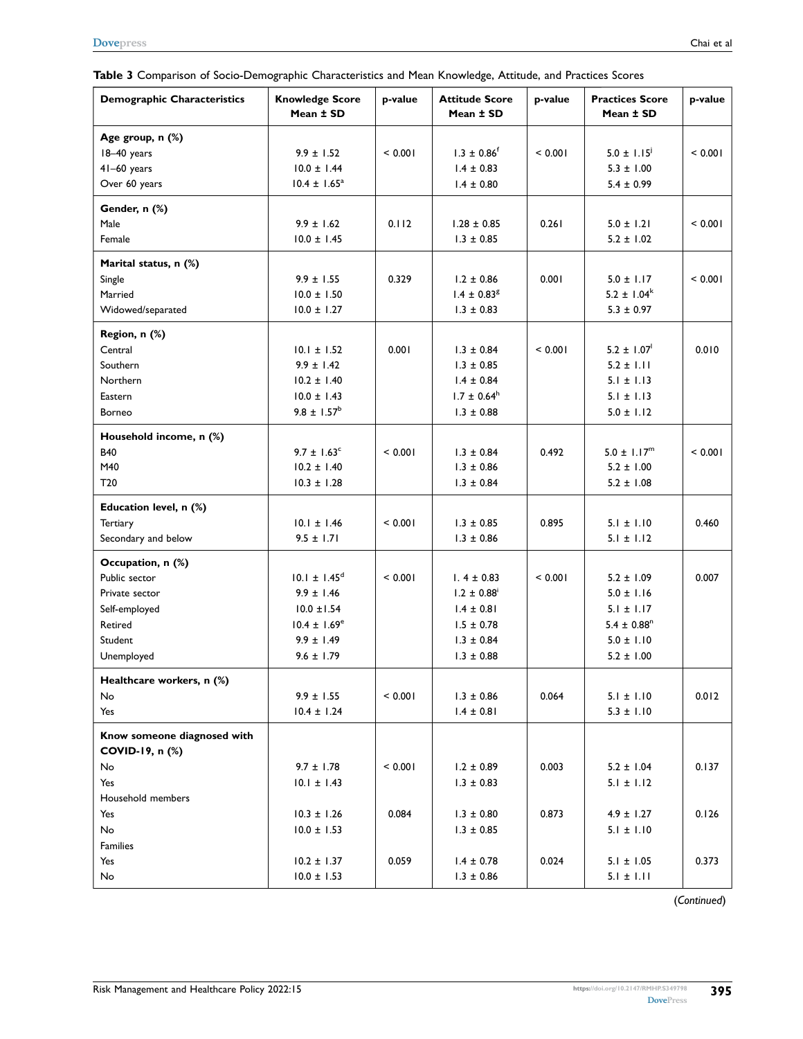**Table 3** Comparison of Socio-Demographic Characteristics and Mean Knowledge, Attitude, and Practices Scores

| Demographic Characteristics | Knowledge Score Mean ± SD | p-value | Attitude Score Mean ± SD | p-value | Practices Score Mean ± SD | p-value |
|---|---|---|---|---|---|---|
| **Age group, n (%)** | | | | | | |
| 18–40 years | 9.9 ± 1.52 | < 0.001 | 1.3 ± 0.86[f] | < 0.001 | 5.0 ± 1.15[j] | < 0.001 |
| 41–60 years | 10.0 ± 1.44 | | 1.4 ± 0.83 | | 5.3 ± 1.00 | |
| Over 60 years | 10.4 ± 1.65[a] | | 1.4 ± 0.80 | | 5.4 ± 0.99 | |
| **Gender, n (%)** | | | | | | |
| Male | 9.9 ± 1.62 | 0.112 | 1.28 ± 0.85 | 0.261 | 5.0 ± 1.21 | < 0.001 |
| Female | 10.0 ± 1.45 | | 1.3 ± 0.85 | | 5.2 ± 1.02 | |
| **Marital status, n (%)** | | | | | | |
| Single | 9.9 ± 1.55 | 0.329 | 1.2 ± 0.86 | 0.001 | 5.0 ± 1.17 | < 0.001 |
| Married | 10.0 ± 1.50 | | 1.4 ± 0.83[g] | | 5.2 ± 1.04[k] | |
| Widowed/separated | 10.0 ± 1.27 | | 1.3 ± 0.83 | | 5.3 ± 0.97 | |
| **Region, n (%)** | | | | | | |
| Central | 10.1 ± 1.52 | 0.001 | 1.3 ± 0.84 | < 0.001 | 5.2 ± 1.07[l] | 0.010 |
| Southern | 9.9 ± 1.42 | | 1.3 ± 0.85 | | 5.2 ± 1.11 | |
| Northern | 10.2 ± 1.40 | | 1.4 ± 0.84 | | 5.1 ± 1.13 | |
| Eastern | 10.0 ± 1.43 | | 1.7 ± 0.64[h] | | 5.1 ± 1.13 | |
| Borneo | 9.8 ± 1.57[b] | | 1.3 ± 0.88 | | 5.0 ± 1.12 | |
| **Household income, n (%)** | | | | | | |
| B40 | 9.7 ± 1.63[c] | < 0.001 | 1.3 ± 0.84 | 0.492 | 5.0 ± 1.17[m] | < 0.001 |
| M40 | 10.2 ± 1.40 | | 1.3 ± 0.86 | | 5.2 ± 1.00 | |
| T20 | 10.3 ± 1.28 | | 1.3 ± 0.84 | | 5.2 ± 1.08 | |
| **Education level, n (%)** | | | | | | |
| Tertiary | 10.1 ± 1.46 | < 0.001 | 1.3 ± 0.85 | 0.895 | 5.1 ± 1.10 | 0.460 |
| Secondary and below | 9.5 ± 1.71 | | 1.3 ± 0.86 | | 5.1 ± 1.12 | |
| **Occupation, n (%)** | | | | | | |
| Public sector | 10.1 ± 1.45[d] | < 0.001 | 1. 4 ± 0.83 | < 0.001 | 5.2 ± 1.09 | 0.007 |
| Private sector | 9.9 ± 1.46 | | 1.2 ± 0.88[i] | | 5.0 ± 1.16 | |
| Self-employed | 10.0 ±1.54 | | 1.4 ± 0.81 | | 5.1 ± 1.17 | |
| Retired | 10.4 ± 1.69[e] | | 1.5 ± 0.78 | | 5.4 ± 0.88[n] | |
| Student | 9.9 ± 1.49 | | 1.3 ± 0.84 | | 5.0 ± 1.10 | |
| Unemployed | 9.6 ± 1.79 | | 1.3 ± 0.88 | | 5.2 ± 1.00 | |
| **Healthcare workers, n (%)** | | | | | | |
| No | 9.9 ± 1.55 | < 0.001 | 1.3 ± 0.86 | 0.064 | 5.1 ± 1.10 | 0.012 |
| Yes | 10.4 ± 1.24 | | 1.4 ± 0.81 | | 5.3 ± 1.10 | |
| **Know someone diagnosed with COVID-19, n (%)** | | | | | | |
| No | 9.7 ± 1.78 | < 0.001 | 1.2 ± 0.89 | 0.003 | 5.2 ± 1.04 | 0.137 |
| Yes | 10.1 ± 1.43 | | 1.3 ± 0.83 | | 5.1 ± 1.12 | |
| Household members | | | | | | |
| Yes | 10.3 ± 1.26 | 0.084 | 1.3 ± 0.80 | 0.873 | 4.9 ± 1.27 | 0.126 |
| No | 10.0 ± 1.53 | | 1.3 ± 0.85 | | 5.1 ± 1.10 | |
| Families | | | | | | |
| Yes | 10.2 ± 1.37 | 0.059 | 1.4 ± 0.78 | 0.024 | 5.1 ± 1.05 | 0.373 |
| No | 10.0 ± 1.53 | | 1.3 ± 0.86 | | 5.1 ± 1.11 | |

(*Continued*)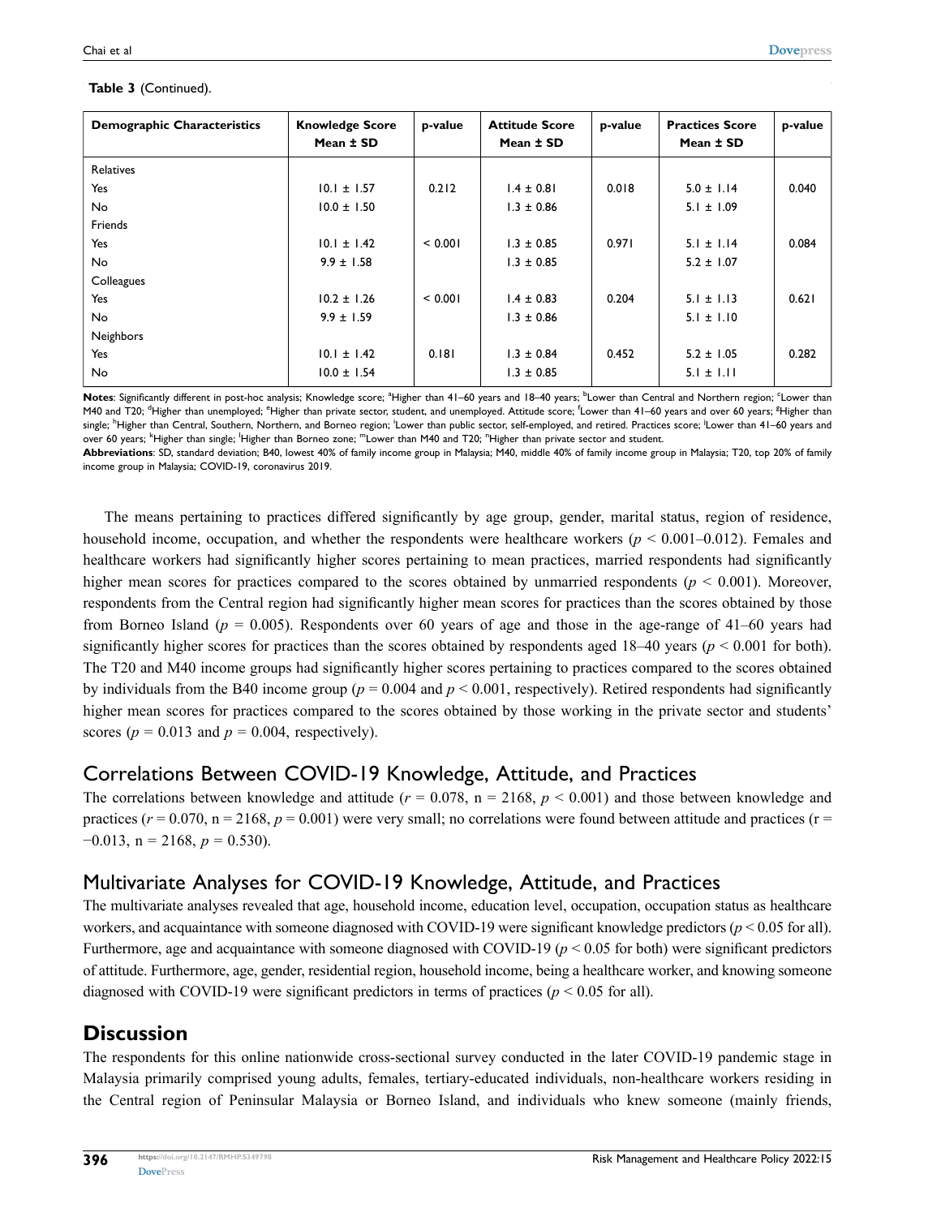**Table 3** (Continued).

| Demographic Characteristics | Knowledge Score Mean ± SD | p-value | Attitude Score Mean ± SD | p-value | Practices Score Mean ± SD | p-value |
|---|---|---|---|---|---|---|
| Relatives | | | | | | |
| Yes | 10.1 ± 1.57 | 0.212 | 1.4 ± 0.81 | 0.018 | 5.0 ± 1.14 | 0.040 |
| No | 10.0 ± 1.50 | | 1.3 ± 0.86 | | 5.1 ± 1.09 | |
| Friends | | | | | | |
| Yes | 10.1 ± 1.42 | < 0.001 | 1.3 ± 0.85 | 0.971 | 5.1 ± 1.14 | 0.084 |
| No | 9.9 ± 1.58 | | 1.3 ± 0.85 | | 5.2 ± 1.07 | |
| Colleagues | | | | | | |
| Yes | 10.2 ± 1.26 | < 0.001 | 1.4 ± 0.83 | 0.204 | 5.1 ± 1.13 | 0.621 |
| No | 9.9 ± 1.59 | | 1.3 ± 0.86 | | 5.1 ± 1.10 | |
| Neighbors | | | | | | |
| Yes | 10.1 ± 1.42 | 0.181 | 1.3 ± 0.84 | 0.452 | 5.2 ± 1.05 | 0.282 |
| No | 10.0 ± 1.54 | | 1.3 ± 0.85 | | 5.1 ± 1.11 | |

**Notes**: Significantly different in post-hoc analysis; Knowledge score; [a]Higher than 41–60 years and 18–40 years; [b]Lower than Central and Northern region; [c]Lower than M40 and T20; [d]Higher than unemployed; [e]Higher than private sector, student, and unemployed. Attitude score; [f]Lower than 41–60 years and over 60 years; [g]Higher than single; [h]Higher than Central, Southern, Northern, and Borneo region; [i]Lower than public sector, self-employed, and retired. Practices score; [j]Lower than 41–60 years and over 60 years; [k]Higher than single; [l]Higher than Borneo zone; [m]Lower than M40 and T20; [n]Higher than private sector and student.

**Abbreviations**: SD, standard deviation; B40, lowest 40% of family income group in Malaysia; M40, middle 40% of family income group in Malaysia; T20, top 20% of family income group in Malaysia; COVID-19, coronavirus 2019.

The means pertaining to practices differed significantly by age group, gender, marital status, region of residence, household income, occupation, and whether the respondents were healthcare workers ($p < 0.001$–$0.012$). Females and healthcare workers had significantly higher scores pertaining to mean practices, married respondents had significantly higher mean scores for practices compared to the scores obtained by unmarried respondents ($p < 0.001$). Moreover, respondents from the Central region had significantly higher mean scores for practices than the scores obtained by those from Borneo Island ($p = 0.005$). Respondents over 60 years of age and those in the age-range of 41–60 years had significantly higher scores for practices than the scores obtained by respondents aged 18–40 years ($p < 0.001$ for both). The T20 and M40 income groups had significantly higher scores pertaining to practices compared to the scores obtained by individuals from the B40 income group ($p = 0.004$ and $p < 0.001$, respectively). Retired respondents had significantly higher mean scores for practices compared to the scores obtained by those working in the private sector and students' scores ($p = 0.013$ and $p = 0.004$, respectively).

## Correlations Between COVID-19 Knowledge, Attitude, and Practices

The correlations between knowledge and attitude ($r = 0.078$, n = 2168, $p < 0.001$) and those between knowledge and practices ($r = 0.070$, n = 2168, $p = 0.001$) were very small; no correlations were found between attitude and practices ($r = -0.013$, n = 2168, $p = 0.530$).

## Multivariate Analyses for COVID-19 Knowledge, Attitude, and Practices

The multivariate analyses revealed that age, household income, education level, occupation, occupation status as healthcare workers, and acquaintance with someone diagnosed with COVID-19 were significant knowledge predictors ($p < 0.05$ for all). Furthermore, age and acquaintance with someone diagnosed with COVID-19 ($p < 0.05$ for both) were significant predictors of attitude. Furthermore, age, gender, residential region, household income, being a healthcare worker, and knowing someone diagnosed with COVID-19 were significant predictors in terms of practices ($p < 0.05$ for all).

# Discussion

The respondents for this online nationwide cross-sectional survey conducted in the later COVID-19 pandemic stage in Malaysia primarily comprised young adults, females, tertiary-educated individuals, non-healthcare workers residing in the Central region of Peninsular Malaysia or Borneo Island, and individuals who knew someone (mainly friends,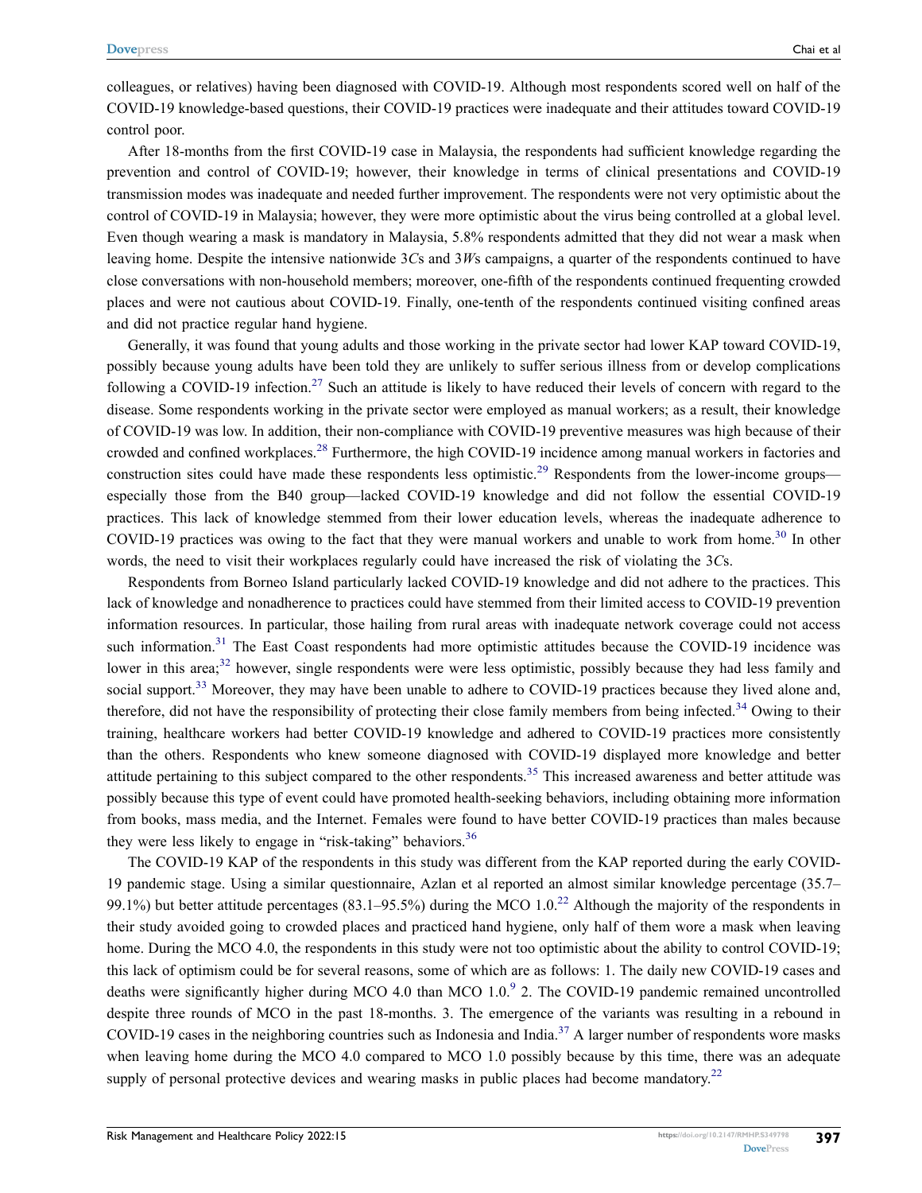colleagues, or relatives) having been diagnosed with COVID-19. Although most respondents scored well on half of the COVID-19 knowledge-based questions, their COVID-19 practices were inadequate and their attitudes toward COVID-19 control poor.

After 18-months from the first COVID-19 case in Malaysia, the respondents had sufficient knowledge regarding the prevention and control of COVID-19; however, their knowledge in terms of clinical presentations and COVID-19 transmission modes was inadequate and needed further improvement. The respondents were not very optimistic about the control of COVID-19 in Malaysia; however, they were more optimistic about the virus being controlled at a global level. Even though wearing a mask is mandatory in Malaysia, 5.8% respondents admitted that they did not wear a mask when leaving home. Despite the intensive nationwide 3*C*s and 3*W*s campaigns, a quarter of the respondents continued to have close conversations with non-household members; moreover, one-fifth of the respondents continued frequenting crowded places and were not cautious about COVID-19. Finally, one-tenth of the respondents continued visiting confined areas and did not practice regular hand hygiene.

Generally, it was found that young adults and those working in the private sector had lower KAP toward COVID-19, possibly because young adults have been told they are unlikely to suffer serious illness from or develop complications following a COVID-19 infection.[27] Such an attitude is likely to have reduced their levels of concern with regard to the disease. Some respondents working in the private sector were employed as manual workers; as a result, their knowledge of COVID-19 was low. In addition, their non-compliance with COVID-19 preventive measures was high because of their crowded and confined workplaces.[28] Furthermore, the high COVID-19 incidence among manual workers in factories and construction sites could have made these respondents less optimistic.[29] Respondents from the lower-income groups—especially those from the B40 group—lacked COVID-19 knowledge and did not follow the essential COVID-19 practices. This lack of knowledge stemmed from their lower education levels, whereas the inadequate adherence to COVID-19 practices was owing to the fact that they were manual workers and unable to work from home.[30] In other words, the need to visit their workplaces regularly could have increased the risk of violating the 3*C*s.

Respondents from Borneo Island particularly lacked COVID-19 knowledge and did not adhere to the practices. This lack of knowledge and nonadherence to practices could have stemmed from their limited access to COVID-19 prevention information resources. In particular, those hailing from rural areas with inadequate network coverage could not access such information.[31] The East Coast respondents had more optimistic attitudes because the COVID-19 incidence was lower in this area;[32] however, single respondents were were less optimistic, possibly because they had less family and social support.[33] Moreover, they may have been unable to adhere to COVID-19 practices because they lived alone and, therefore, did not have the responsibility of protecting their close family members from being infected.[34] Owing to their training, healthcare workers had better COVID-19 knowledge and adhered to COVID-19 practices more consistently than the others. Respondents who knew someone diagnosed with COVID-19 displayed more knowledge and better attitude pertaining to this subject compared to the other respondents.[35] This increased awareness and better attitude was possibly because this type of event could have promoted health-seeking behaviors, including obtaining more information from books, mass media, and the Internet. Females were found to have better COVID-19 practices than males because they were less likely to engage in "risk-taking" behaviors.[36]

The COVID-19 KAP of the respondents in this study was different from the KAP reported during the early COVID-19 pandemic stage. Using a similar questionnaire, Azlan et al reported an almost similar knowledge percentage (35.7–99.1%) but better attitude percentages (83.1–95.5%) during the MCO 1.0.[22] Although the majority of the respondents in their study avoided going to crowded places and practiced hand hygiene, only half of them wore a mask when leaving home. During the MCO 4.0, the respondents in this study were not too optimistic about the ability to control COVID-19; this lack of optimism could be for several reasons, some of which are as follows: 1. The daily new COVID-19 cases and deaths were significantly higher during MCO 4.0 than MCO 1.0.[9] 2. The COVID-19 pandemic remained uncontrolled despite three rounds of MCO in the past 18-months. 3. The emergence of the variants was resulting in a rebound in COVID-19 cases in the neighboring countries such as Indonesia and India.[37] A larger number of respondents wore masks when leaving home during the MCO 4.0 compared to MCO 1.0 possibly because by this time, there was an adequate supply of personal protective devices and wearing masks in public places had become mandatory.[22]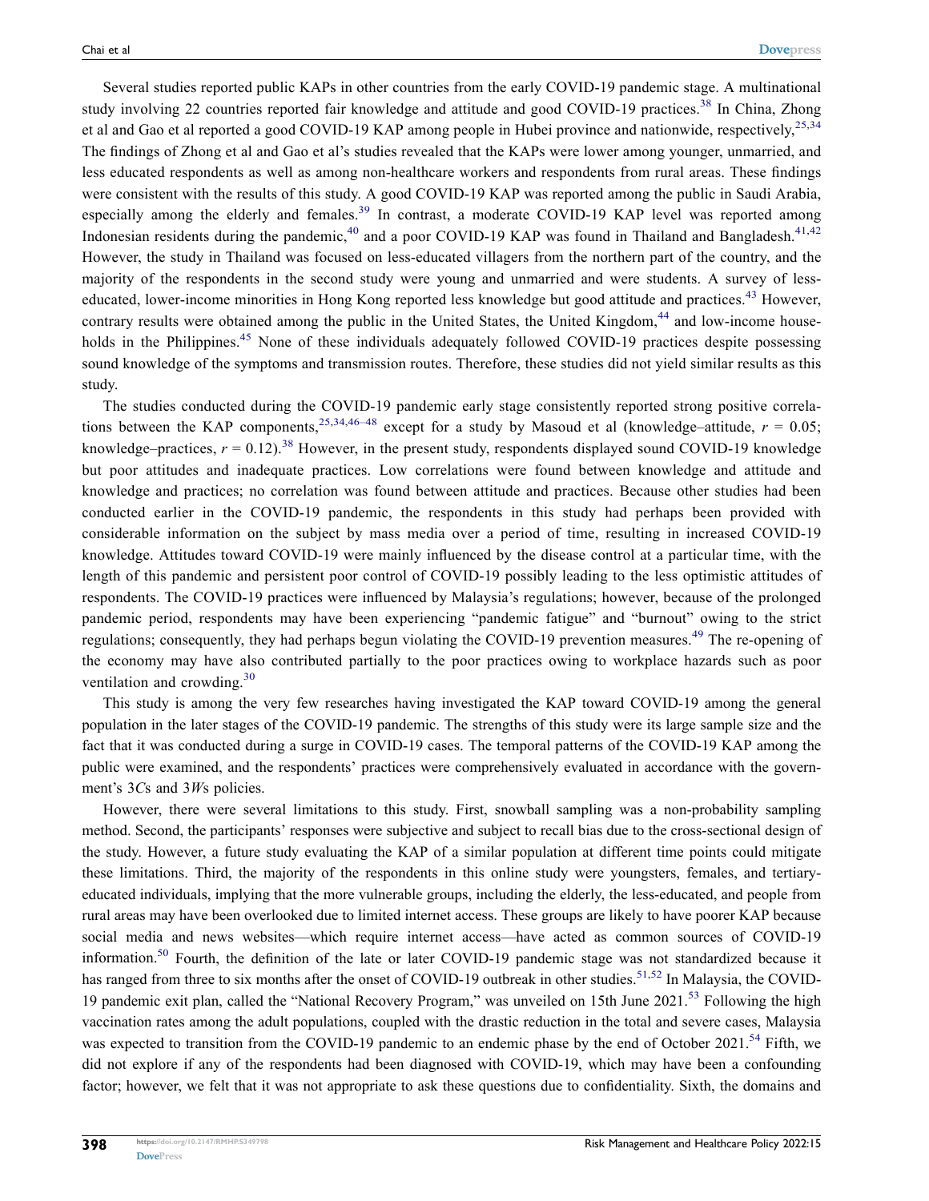Several studies reported public KAPs in other countries from the early COVID-19 pandemic stage. A multinational study involving 22 countries reported fair knowledge and attitude and good COVID-19 practices.[38] In China, Zhong et al and Gao et al reported a good COVID-19 KAP among people in Hubei province and nationwide, respectively,[25,34] The findings of Zhong et al and Gao et al's studies revealed that the KAPs were lower among younger, unmarried, and less educated respondents as well as among non-healthcare workers and respondents from rural areas. These findings were consistent with the results of this study. A good COVID-19 KAP was reported among the public in Saudi Arabia, especially among the elderly and females.[39] In contrast, a moderate COVID-19 KAP level was reported among Indonesian residents during the pandemic,[40] and a poor COVID-19 KAP was found in Thailand and Bangladesh.[41,42] However, the study in Thailand was focused on less-educated villagers from the northern part of the country, and the majority of the respondents in the second study were young and unmarried and were students. A survey of less-educated, lower-income minorities in Hong Kong reported less knowledge but good attitude and practices.[43] However, contrary results were obtained among the public in the United States, the United Kingdom,[44] and low-income households in the Philippines.[45] None of these individuals adequately followed COVID-19 practices despite possessing sound knowledge of the symptoms and transmission routes. Therefore, these studies did not yield similar results as this study.

The studies conducted during the COVID-19 pandemic early stage consistently reported strong positive correlations between the KAP components,[25,34,46–48] except for a study by Masoud et al (knowledge–attitude, $r = 0.05$; knowledge–practices, $r = 0.12$).[38] However, in the present study, respondents displayed sound COVID-19 knowledge but poor attitudes and inadequate practices. Low correlations were found between knowledge and attitude and knowledge and practices; no correlation was found between attitude and practices. Because other studies had been conducted earlier in the COVID-19 pandemic, the respondents in this study had perhaps been provided with considerable information on the subject by mass media over a period of time, resulting in increased COVID-19 knowledge. Attitudes toward COVID-19 were mainly influenced by the disease control at a particular time, with the length of this pandemic and persistent poor control of COVID-19 possibly leading to the less optimistic attitudes of respondents. The COVID-19 practices were influenced by Malaysia's regulations; however, because of the prolonged pandemic period, respondents may have been experiencing "pandemic fatigue" and "burnout" owing to the strict regulations; consequently, they had perhaps begun violating the COVID-19 prevention measures.[49] The re-opening of the economy may have also contributed partially to the poor practices owing to workplace hazards such as poor ventilation and crowding.[30]

This study is among the very few researches having investigated the KAP toward COVID-19 among the general population in the later stages of the COVID-19 pandemic. The strengths of this study were its large sample size and the fact that it was conducted during a surge in COVID-19 cases. The temporal patterns of the COVID-19 KAP among the public were examined, and the respondents' practices were comprehensively evaluated in accordance with the government's 3*C*s and 3*W*s policies.

However, there were several limitations to this study. First, snowball sampling was a non-probability sampling method. Second, the participants' responses were subjective and subject to recall bias due to the cross-sectional design of the study. However, a future study evaluating the KAP of a similar population at different time points could mitigate these limitations. Third, the majority of the respondents in this online study were youngsters, females, and tertiary-educated individuals, implying that the more vulnerable groups, including the elderly, the less-educated, and people from rural areas may have been overlooked due to limited internet access. These groups are likely to have poorer KAP because social media and news websites—which require internet access—have acted as common sources of COVID-19 information.[50] Fourth, the definition of the late or later COVID-19 pandemic stage was not standardized because it has ranged from three to six months after the onset of COVID-19 outbreak in other studies.[51,52] In Malaysia, the COVID-19 pandemic exit plan, called the "National Recovery Program," was unveiled on 15th June 2021.[53] Following the high vaccination rates among the adult populations, coupled with the drastic reduction in the total and severe cases, Malaysia was expected to transition from the COVID-19 pandemic to an endemic phase by the end of October 2021.[54] Fifth, we did not explore if any of the respondents had been diagnosed with COVID-19, which may have been a confounding factor; however, we felt that it was not appropriate to ask these questions due to confidentiality. Sixth, the domains and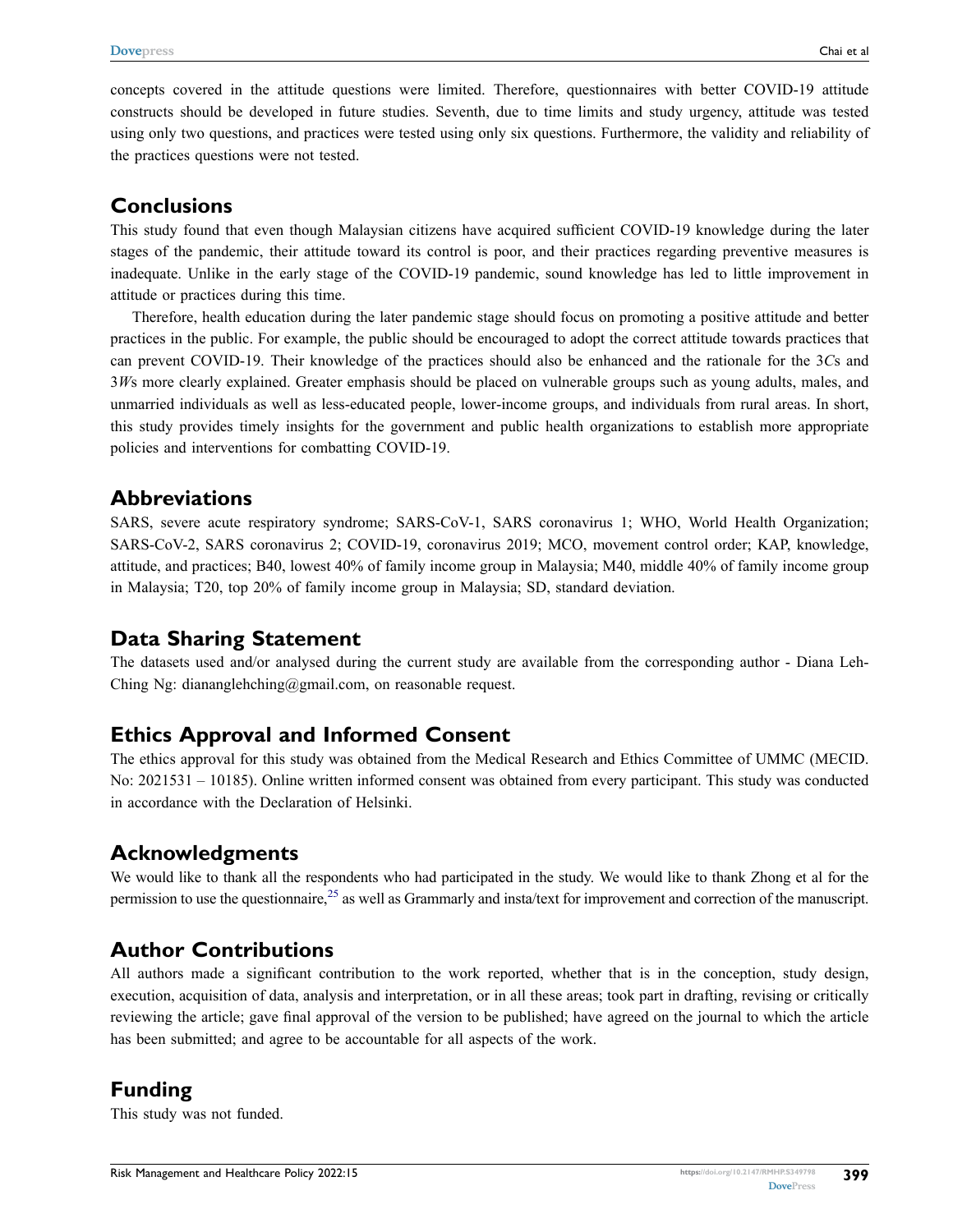concepts covered in the attitude questions were limited. Therefore, questionnaires with better COVID-19 attitude constructs should be developed in future studies. Seventh, due to time limits and study urgency, attitude was tested using only two questions, and practices were tested using only six questions. Furthermore, the validity and reliability of the practices questions were not tested.

## Conclusions

This study found that even though Malaysian citizens have acquired sufficient COVID-19 knowledge during the later stages of the pandemic, their attitude toward its control is poor, and their practices regarding preventive measures is inadequate. Unlike in the early stage of the COVID-19 pandemic, sound knowledge has led to little improvement in attitude or practices during this time.

Therefore, health education during the later pandemic stage should focus on promoting a positive attitude and better practices in the public. For example, the public should be encouraged to adopt the correct attitude towards practices that can prevent COVID-19. Their knowledge of the practices should also be enhanced and the rationale for the 3*C*s and 3*W*s more clearly explained. Greater emphasis should be placed on vulnerable groups such as young adults, males, and unmarried individuals as well as less-educated people, lower-income groups, and individuals from rural areas. In short, this study provides timely insights for the government and public health organizations to establish more appropriate policies and interventions for combatting COVID-19.

## Abbreviations

SARS, severe acute respiratory syndrome; SARS-CoV-1, SARS coronavirus 1; WHO, World Health Organization; SARS-CoV-2, SARS coronavirus 2; COVID-19, coronavirus 2019; MCO, movement control order; KAP, knowledge, attitude, and practices; B40, lowest 40% of family income group in Malaysia; M40, middle 40% of family income group in Malaysia; T20, top 20% of family income group in Malaysia; SD, standard deviation.

## Data Sharing Statement

The datasets used and/or analysed during the current study are available from the corresponding author - Diana Leh-Ching Ng: diananglehching@gmail.com, on reasonable request.

## Ethics Approval and Informed Consent

The ethics approval for this study was obtained from the Medical Research and Ethics Committee of UMMC (MECID. No: 2021531 – 10185). Online written informed consent was obtained from every participant. This study was conducted in accordance with the Declaration of Helsinki.

## Acknowledgments

We would like to thank all the respondents who had participated in the study. We would like to thank Zhong et al for the permission to use the questionnaire,[25] as well as Grammarly and insta/text for improvement and correction of the manuscript.

## Author Contributions

All authors made a significant contribution to the work reported, whether that is in the conception, study design, execution, acquisition of data, analysis and interpretation, or in all these areas; took part in drafting, revising or critically reviewing the article; gave final approval of the version to be published; have agreed on the journal to which the article has been submitted; and agree to be accountable for all aspects of the work.

## Funding

This study was not funded.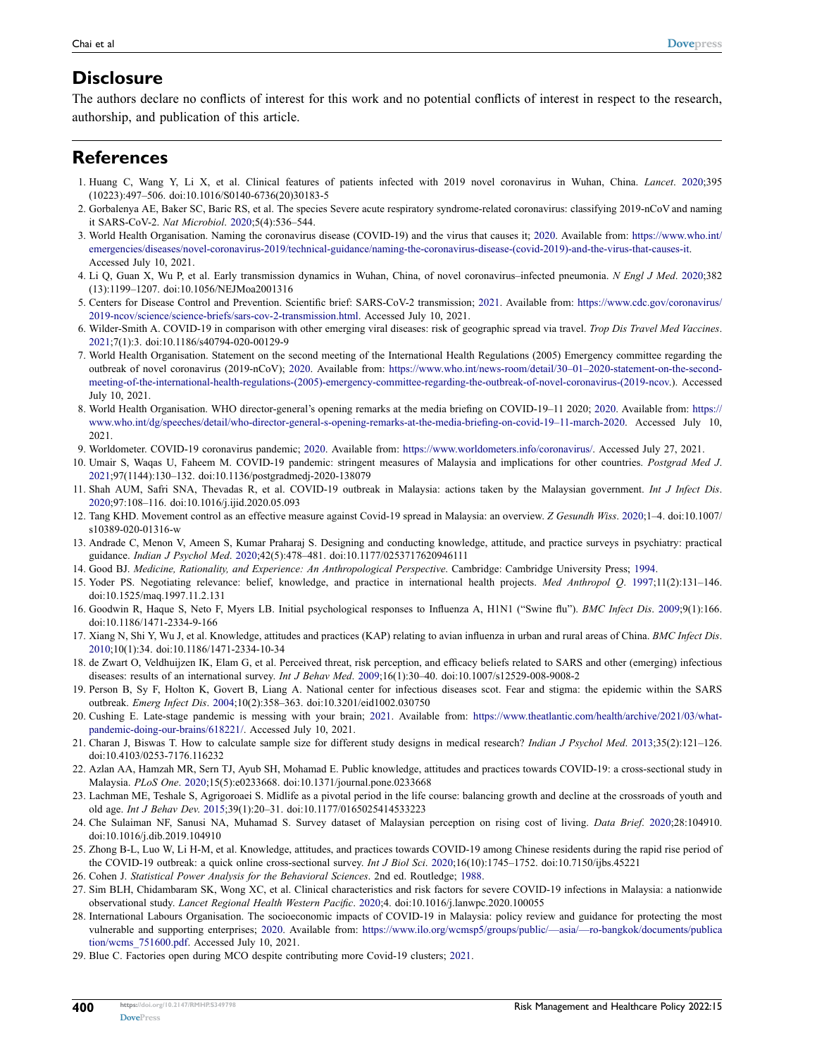## Disclosure

The authors declare no conflicts of interest for this work and no potential conflicts of interest in respect to the research, authorship, and publication of this article.

## References

1. Huang C, Wang Y, Li X, et al. Clinical features of patients infected with 2019 novel coronavirus in Wuhan, China. *Lancet*. 2020;395 (10223):497–506. doi:10.1016/S0140-6736(20)30183-5
2. Gorbalenya AE, Baker SC, Baric RS, et al. The species Severe acute respiratory syndrome-related coronavirus: classifying 2019-nCoV and naming it SARS-CoV-2. *Nat Microbiol*. 2020;5(4):536–544.
3. World Health Organisation. Naming the coronavirus disease (COVID-19) and the virus that causes it; 2020. Available from: https://www.who.int/emergencies/diseases/novel-coronavirus-2019/technical-guidance/naming-the-coronavirus-disease-(covid-2019)-and-the-virus-that-causes-it. Accessed July 10, 2021.
4. Li Q, Guan X, Wu P, et al. Early transmission dynamics in Wuhan, China, of novel coronavirus–infected pneumonia. *N Engl J Med*. 2020;382 (13):1199–1207. doi:10.1056/NEJMoa2001316
5. Centers for Disease Control and Prevention. Scientific brief: SARS-CoV-2 transmission; 2021. Available from: https://www.cdc.gov/coronavirus/2019-ncov/science/science-briefs/sars-cov-2-transmission.html. Accessed July 10, 2021.
6. Wilder-Smith A. COVID-19 in comparison with other emerging viral diseases: risk of geographic spread via travel. *Trop Dis Travel Med Vaccines*. 2021;7(1):3. doi:10.1186/s40794-020-00129-9
7. World Health Organisation. Statement on the second meeting of the International Health Regulations (2005) Emergency committee regarding the outbreak of novel coronavirus (2019-nCoV); 2020. Available from: https://www.who.int/news-room/detail/30–01–2020-statement-on-the-second-meeting-of-the-international-health-regulations-(2005)-emergency-committee-regarding-the-outbreak-of-novel-coronavirus-(2019-ncov.). Accessed July 10, 2021.
8. World Health Organisation. WHO director-general's opening remarks at the media briefing on COVID-19–11 2020; 2020. Available from: https://www.who.int/dg/speeches/detail/who-director-general-s-opening-remarks-at-the-media-briefing-on-covid-19–11-march-2020. Accessed July 10, 2021.
9. Worldometer. COVID-19 coronavirus pandemic; 2020. Available from: https://www.worldometers.info/coronavirus/. Accessed July 27, 2021.
10. Umair S, Waqas U, Faheem M. COVID-19 pandemic: stringent measures of Malaysia and implications for other countries. *Postgrad Med J*. 2021;97(1144):130–132. doi:10.1136/postgradmedj-2020-138079
11. Shah AUM, Safri SNA, Thevadas R, et al. COVID-19 outbreak in Malaysia: actions taken by the Malaysian government. *Int J Infect Dis*. 2020;97:108–116. doi:10.1016/j.ijid.2020.05.093
12. Tang KHD. Movement control as an effective measure against Covid-19 spread in Malaysia: an overview. *Z Gesundh Wiss*. 2020;1–4. doi:10.1007/s10389-020-01316-w
13. Andrade C, Menon V, Ameen S, Kumar Praharaj S. Designing and conducting knowledge, attitude, and practice surveys in psychiatry: practical guidance. *Indian J Psychol Med*. 2020;42(5):478–481. doi:10.1177/0253717620946111
14. Good BJ. *Medicine, Rationality, and Experience: An Anthropological Perspective*. Cambridge: Cambridge University Press; 1994.
15. Yoder PS. Negotiating relevance: belief, knowledge, and practice in international health projects. *Med Anthropol Q*. 1997;11(2):131–146. doi:10.1525/maq.1997.11.2.131
16. Goodwin R, Haque S, Neto F, Myers LB. Initial psychological responses to Influenza A, H1N1 ("Swine flu"). *BMC Infect Dis*. 2009;9(1):166. doi:10.1186/1471-2334-9-166
17. Xiang N, Shi Y, Wu J, et al. Knowledge, attitudes and practices (KAP) relating to avian influenza in urban and rural areas of China. *BMC Infect Dis*. 2010;10(1):34. doi:10.1186/1471-2334-10-34
18. de Zwart O, Veldhuijzen IK, Elam G, et al. Perceived threat, risk perception, and efficacy beliefs related to SARS and other (emerging) infectious diseases: results of an international survey. *Int J Behav Med*. 2009;16(1):30–40. doi:10.1007/s12529-008-9008-2
19. Person B, Sy F, Holton K, Govert B, Liang A. National center for infectious diseases scot. Fear and stigma: the epidemic within the SARS outbreak. *Emerg Infect Dis*. 2004;10(2):358–363. doi:10.3201/eid1002.030750
20. Cushing E. Late-stage pandemic is messing with your brain; 2021. Available from: https://www.theatlantic.com/health/archive/2021/03/what-pandemic-doing-our-brains/618221/. Accessed July 10, 2021.
21. Charan J, Biswas T. How to calculate sample size for different study designs in medical research? *Indian J Psychol Med*. 2013;35(2):121–126. doi:10.4103/0253-7176.116232
22. Azlan AA, Hamzah MR, Sern TJ, Ayub SH, Mohamad E. Public knowledge, attitudes and practices towards COVID-19: a cross-sectional study in Malaysia. *PLoS One*. 2020;15(5):e0233668. doi:10.1371/journal.pone.0233668
23. Lachman ME, Teshale S, Agrigoroaei S. Midlife as a pivotal period in the life course: balancing growth and decline at the crossroads of youth and old age. *Int J Behav Dev*. 2015;39(1):20–31. doi:10.1177/0165025414533223
24. Che Sulaiman NF, Sanusi NA, Muhamad S. Survey dataset of Malaysian perception on rising cost of living. *Data Brief*. 2020;28:104910. doi:10.1016/j.dib.2019.104910
25. Zhong B-L, Luo W, Li H-M, et al. Knowledge, attitudes, and practices towards COVID-19 among Chinese residents during the rapid rise period of the COVID-19 outbreak: a quick online cross-sectional survey. *Int J Biol Sci*. 2020;16(10):1745–1752. doi:10.7150/ijbs.45221
26. Cohen J. *Statistical Power Analysis for the Behavioral Sciences*. 2nd ed. Routledge; 1988.
27. Sim BLH, Chidambaram SK, Wong XC, et al. Clinical characteristics and risk factors for severe COVID-19 infections in Malaysia: a nationwide observational study. *Lancet Regional Health Western Pacific*. 2020;4. doi:10.1016/j.lanwpc.2020.100055
28. International Labours Organisation. The socioeconomic impacts of COVID-19 in Malaysia: policy review and guidance for protecting the most vulnerable and supporting enterprises; 2020. Available from: https://www.ilo.org/wcmsp5/groups/public/—asia/—ro-bangkok/documents/publication/wcms_751600.pdf. Accessed July 10, 2021.
29. Blue C. Factories open during MCO despite contributing more Covid-19 clusters; 2021.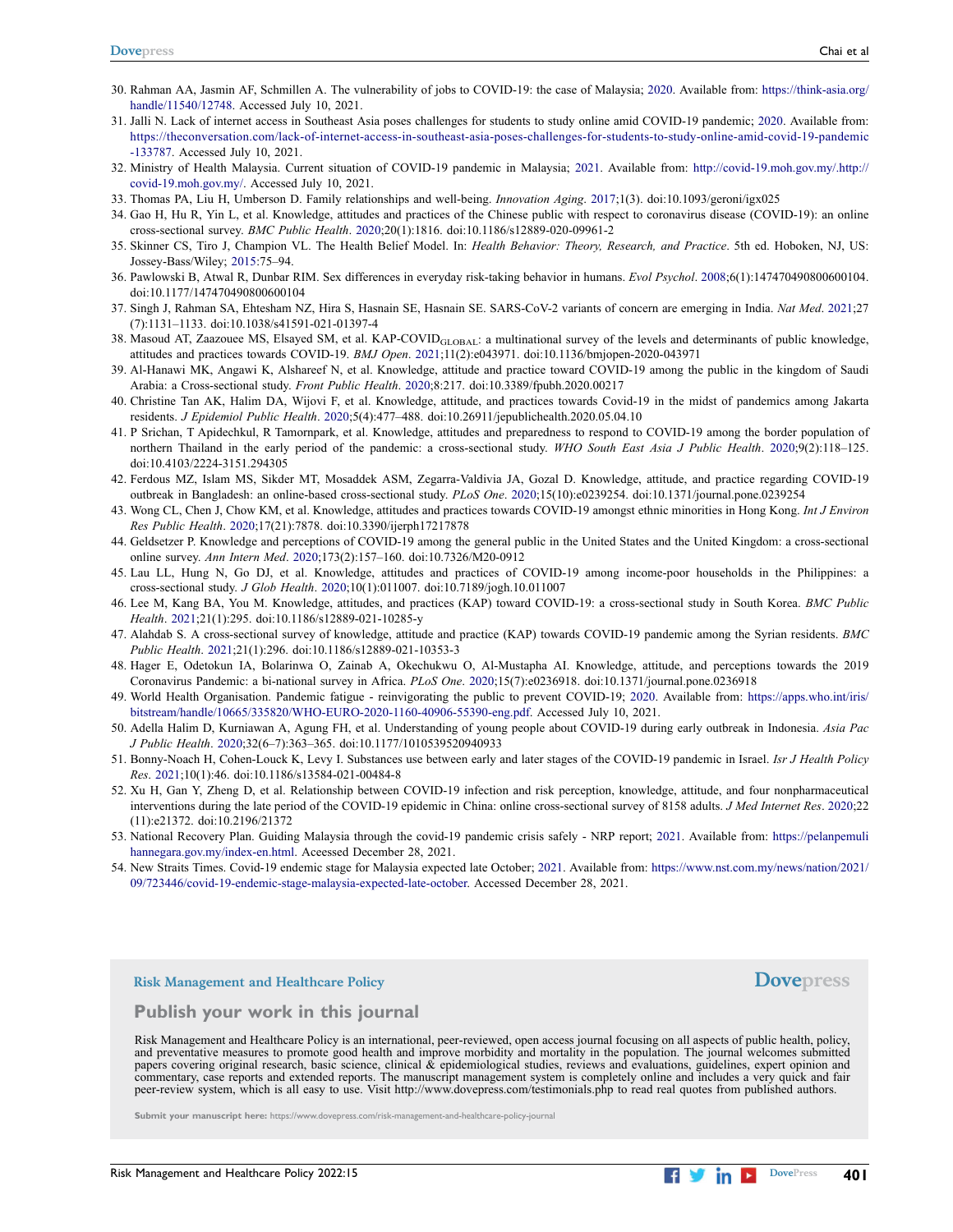30. Rahman AA, Jasmin AF, Schmillen A. The vulnerability of jobs to COVID-19: the case of Malaysia; 2020. Available from: https://think-asia.org/handle/11540/12748. Accessed July 10, 2021.
31. Jalli N. Lack of internet access in Southeast Asia poses challenges for students to study online amid COVID-19 pandemic; 2020. Available from: https://theconversation.com/lack-of-internet-access-in-southeast-asia-poses-challenges-for-students-to-study-online-amid-covid-19-pandemic-133787. Accessed July 10, 2021.
32. Ministry of Health Malaysia. Current situation of COVID-19 pandemic in Malaysia; 2021. Available from: http://covid-19.moh.gov.my/.http://covid-19.moh.gov.my/. Accessed July 10, 2021.
33. Thomas PA, Liu H, Umberson D. Family relationships and well-being. *Innovation Aging*. 2017;1(3). doi:10.1093/geroni/igx025
34. Gao H, Hu R, Yin L, et al. Knowledge, attitudes and practices of the Chinese public with respect to coronavirus disease (COVID-19): an online cross-sectional survey. *BMC Public Health*. 2020;20(1):1816. doi:10.1186/s12889-020-09961-2
35. Skinner CS, Tiro J, Champion VL. The Health Belief Model. In: *Health Behavior: Theory, Research, and Practice*. 5th ed. Hoboken, NJ, US: Jossey-Bass/Wiley; 2015:75–94.
36. Pawlowski B, Atwal R, Dunbar RIM. Sex differences in everyday risk-taking behavior in humans. *Evol Psychol*. 2008;6(1):147470490800600104. doi:10.1177/147470490800600104
37. Singh J, Rahman SA, Ehtesham NZ, Hira S, Hasnain SE. SARS-CoV-2 variants of concern are emerging in India. *Nat Med*. 2021;27(7):1131–1133. doi:10.1038/s41591-021-01397-4
38. Masoud AT, Zaazouee MS, Elsayed SM, et al. KAP-COVID$_{GLOBAL}$: a multinational survey of the levels and determinants of public knowledge, attitudes and practices towards COVID-19. *BMJ Open*. 2021;11(2):e043971. doi:10.1136/bmjopen-2020-043971
39. Al-Hanawi MK, Angawi K, Alshareef N, et al. Knowledge, attitude and practice toward COVID-19 among the public in the kingdom of Saudi Arabia: a Cross-sectional study. *Front Public Health*. 2020;8:217. doi:10.3389/fpubh.2020.00217
40. Christine Tan AK, Halim DA, Wijovi F, et al. Knowledge, attitude, and practices towards Covid-19 in the midst of pandemics among Jakarta residents. *J Epidemiol Public Health*. 2020;5(4):477–488. doi:10.26911/jepublichealth.2020.05.04.10
41. P Srichan, T Apidechkul, R Tamornpark, et al. Knowledge, attitudes and preparedness to respond to COVID-19 among the border population of northern Thailand in the early period of the pandemic: a cross-sectional study. *WHO South East Asia J Public Health*. 2020;9(2):118–125. doi:10.4103/2224-3151.294305
42. Ferdous MZ, Islam MS, Sikder MT, Mosaddek ASM, Zegarra-Valdivia JA, Gozal D. Knowledge, attitude, and practice regarding COVID-19 outbreak in Bangladesh: an online-based cross-sectional study. *PLoS One*. 2020;15(10):e0239254. doi:10.1371/journal.pone.0239254
43. Wong CL, Chen J, Chow KM, et al. Knowledge, attitudes and practices towards COVID-19 amongst ethnic minorities in Hong Kong. *Int J Environ Res Public Health*. 2020;17(21):7878. doi:10.3390/ijerph17217878
44. Geldsetzer P. Knowledge and perceptions of COVID-19 among the general public in the United States and the United Kingdom: a cross-sectional online survey. *Ann Intern Med*. 2020;173(2):157–160. doi:10.7326/M20-0912
45. Lau LL, Hung N, Go DJ, et al. Knowledge, attitudes and practices of COVID-19 among income-poor households in the Philippines: a cross-sectional study. *J Glob Health*. 2020;10(1):011007. doi:10.7189/jogh.10.011007
46. Lee M, Kang BA, You M. Knowledge, attitudes, and practices (KAP) toward COVID-19: a cross-sectional study in South Korea. *BMC Public Health*. 2021;21(1):295. doi:10.1186/s12889-021-10285-y
47. Alahdab S. A cross-sectional survey of knowledge, attitude and practice (KAP) towards COVID-19 pandemic among the Syrian residents. *BMC Public Health*. 2021;21(1):296. doi:10.1186/s12889-021-10353-3
48. Hager E, Odetokun IA, Bolarinwa O, Zainab A, Okechukwu O, Al-Mustapha AI. Knowledge, attitude, and perceptions towards the 2019 Coronavirus Pandemic: a bi-national survey in Africa. *PLoS One*. 2020;15(7):e0236918. doi:10.1371/journal.pone.0236918
49. World Health Organisation. Pandemic fatigue - reinvigorating the public to prevent COVID-19; 2020. Available from: https://apps.who.int/iris/bitstream/handle/10665/335820/WHO-EURO-2020-1160-40906-55390-eng.pdf. Accessed July 10, 2021.
50. Adella Halim D, Kurniawan A, Agung FH, et al. Understanding of young people about COVID-19 during early outbreak in Indonesia. *Asia Pac J Public Health*. 2020;32(6–7):363–365. doi:10.1177/1010539520940933
51. Bonny-Noach H, Cohen-Louck K, Levy I. Substances use between early and later stages of the COVID-19 pandemic in Israel. *Isr J Health Policy Res*. 2021;10(1):46. doi:10.1186/s13584-021-00484-8
52. Xu H, Gan Y, Zheng D, et al. Relationship between COVID-19 infection and risk perception, knowledge, attitude, and four nonpharmaceutical interventions during the late period of the COVID-19 epidemic in China: online cross-sectional survey of 8158 adults. *J Med Internet Res*. 2020;22(11):e21372. doi:10.2196/21372
53. National Recovery Plan. Guiding Malaysia through the covid-19 pandemic crisis safely - NRP report; 2021. Available from: https://pelanpemulihannegara.gov.my/index-en.html. Aceessed December 28, 2021.
54. New Straits Times. Covid-19 endemic stage for Malaysia expected late October; 2021. Available from: https://www.nst.com.my/news/nation/2021/09/723446/covid-19-endemic-stage-malaysia-expected-late-october. Accessed December 28, 2021.

**Risk Management and Healthcare Policy**

**Publish your work in this journal**

Risk Management and Healthcare Policy is an international, peer-reviewed, open access journal focusing on all aspects of public health, policy, and preventative measures to promote good health and improve morbidity and mortality in the population. The journal welcomes submitted papers covering original research, basic science, clinical & epidemiological studies, reviews and evaluations, guidelines, expert opinion and commentary, case reports and extended reports. The manuscript management system is completely online and includes a very quick and fair peer-review system, which is all easy to use. Visit http://www.dovepress.com/testimonials.php to read real quotes from published authors.

**Submit your manuscript here:** https://www.dovepress.com/risk-management-and-healthcare-policy-journal